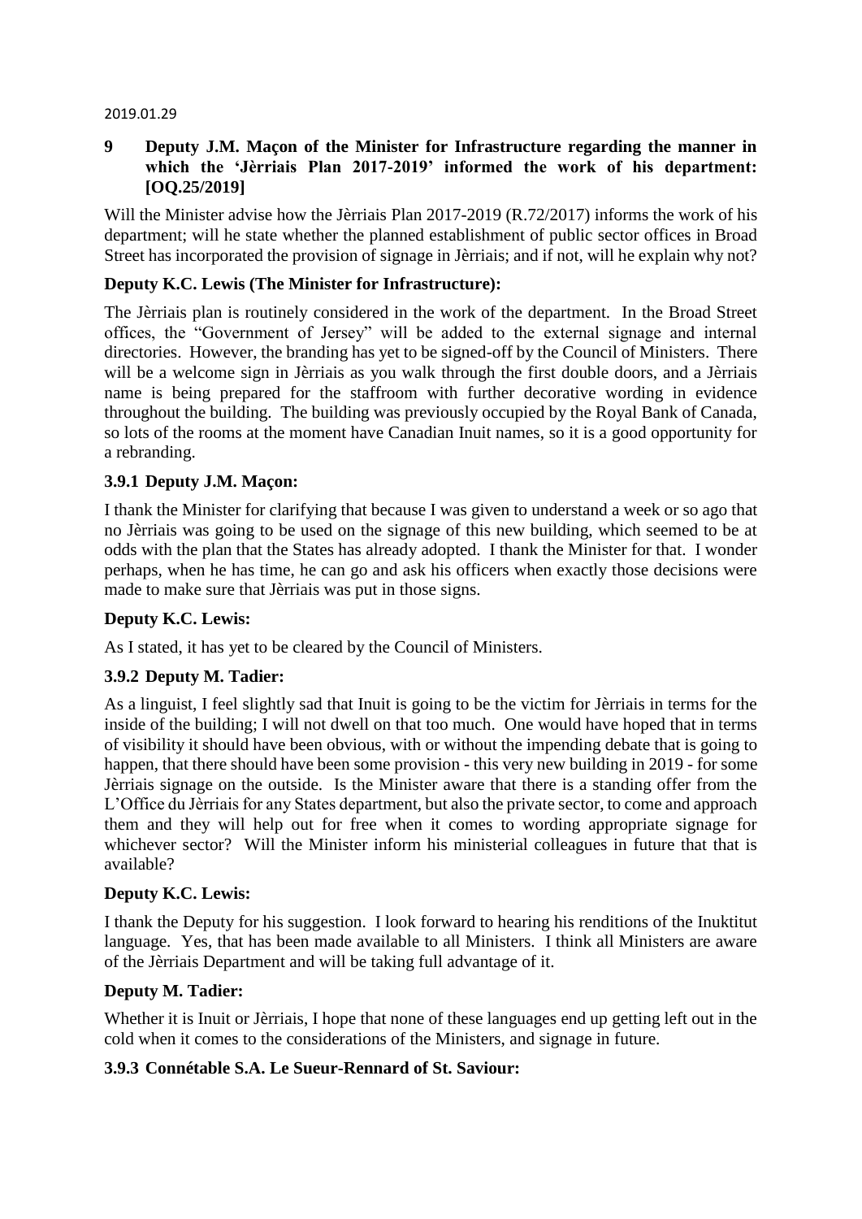2019.01.29

## 9 Deputy J.M. Maçon of the Minister for Infrastructure regarding the manner in which the 'Jèrriais Plan 2017-2019' informed the work of his department: [OQ.25/2019]

Will the Minister advise how the Jèrriais Plan 2017-2019 (R.72/2017) informs the work of his department; will he state whether the planned establishment of public sector offices in Broad Street has incorporated the provision of signage in Jèrriais; and if not, will he explain why not?

### Deputy K.C. Lewis (The Minister for Infrastructure):

The Jèrriais plan is routinely considered in the work of the department. In the Broad Street offices, the "Government of Jersey" will be added to the external signage and internal directories. However, the branding has yet to be signed-off by the Council of Ministers. There will be a welcome sign in Jèrriais as you walk through the first double doors, and a Jèrriais name is being prepared for the staffroom with further decorative wording in evidence throughout the building. The building was previously occupied by the Royal Bank of Canada, so lots of the rooms at the moment have Canadian Inuit names, so it is a good opportunity for a rebranding.

### 3.9.1 Deputy J.M. Maçon:

I thank the Minister for clarifying that because I was given to understand a week or so ago that no Jèrriais was going to be used on the signage of this new building, which seemed to be at odds with the plan that the States has already adopted. I thank the Minister for that. I wonder perhaps, when he has time, he can go and ask his officers when exactly those decisions were made to make sure that Jèrriais was put in those signs.

### Deputy K.C. Lewis:

As I stated, it has yet to be cleared by the Council of Ministers.

### 3.9.2 Deputy M. Tadier:

As a linguist, I feel slightly sad that Inuit is going to be the victim for Jèrriais in terms for the inside of the building; I will not dwell on that too much. One would have hoped that in terms of visibility it should have been obvious, with or without the impending debate that is going to happen, that there should have been some provision - this very new building in 2019 - for some Jèrriais signage on the outside. Is the Minister aware that there is a standing offer from the L'Office du Jèrriais for any States department, but also the private sector, to come and approach them and they will help out for free when it comes to wording appropriate signage for whichever sector? Will the Minister inform his ministerial colleagues in future that that is available?

### Deputy K.C. Lewis:

I thank the Deputy for his suggestion. I look forward to hearing his renditions of the Inuktitut language. Yes, that has been made available to all Ministers. I think all Ministers are aware of the Jèrriais Department and will be taking full advantage of it.

### Deputy M. Tadier:

Whether it is Inuit or Jèrriais, I hope that none of these languages end up getting left out in the cold when it comes to the considerations of the Ministers, and signage in future.

### 3.9.3 Connétable S.A. Le Sueur-Rennard of St. Saviour: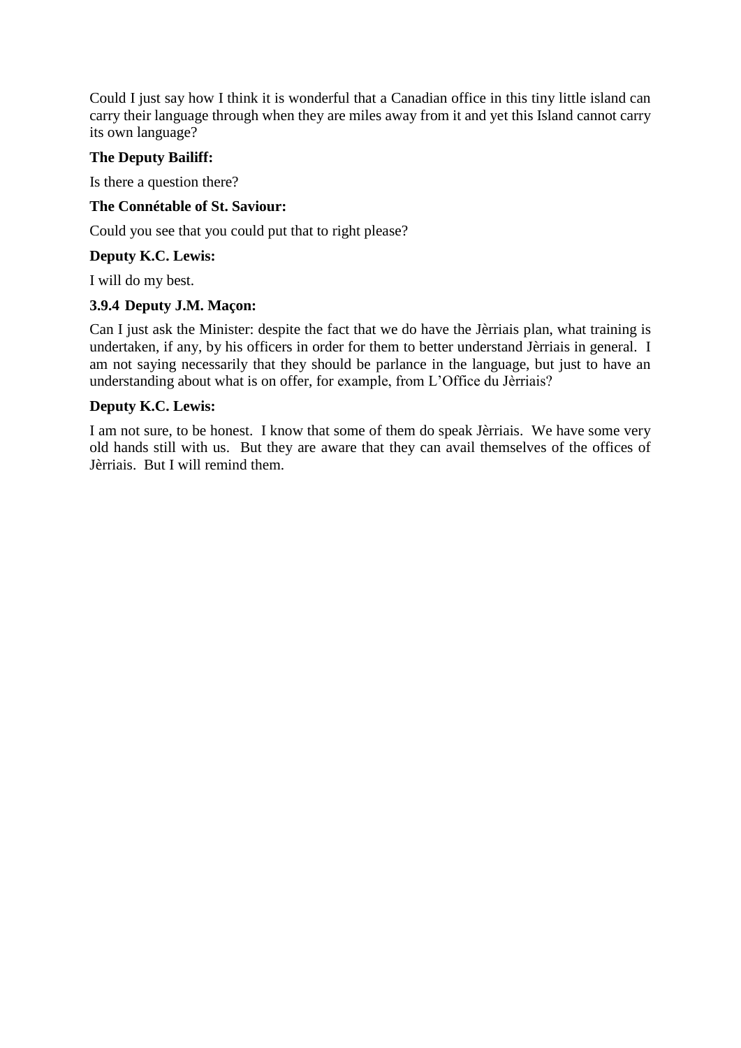Could I just say how I think it is wonderful that a Canadian office in this tiny little island can carry their language through when they are miles away from it and yet this Island cannot carry its own language?

**The Deputy Bailiff:**

Is there a question there?

**The Connétable of St. Saviour:**

Could you see that you could put that to right please?

**Deputy K.C. Lewis:**

I will do my best.

**3.9.4 Deputy J.M. Maçon:**

Can I just ask the Minister: despite the fact that we do have the Jèrriais plan, what training is undertaken, if any, by his officers in order for them to better understand Jèrriais in general. I am not saying necessarily that they should be parlance in the language, but just to have an understanding about what is on offer, for example, from L'Office du Jèrriais?

**Deputy K.C. Lewis:**

I am not sure, to be honest. I know that some of them do speak Jèrriais. We have some very old hands still with us. But they are aware that they can avail themselves of the offices of Jèrriais. But I will remind them.